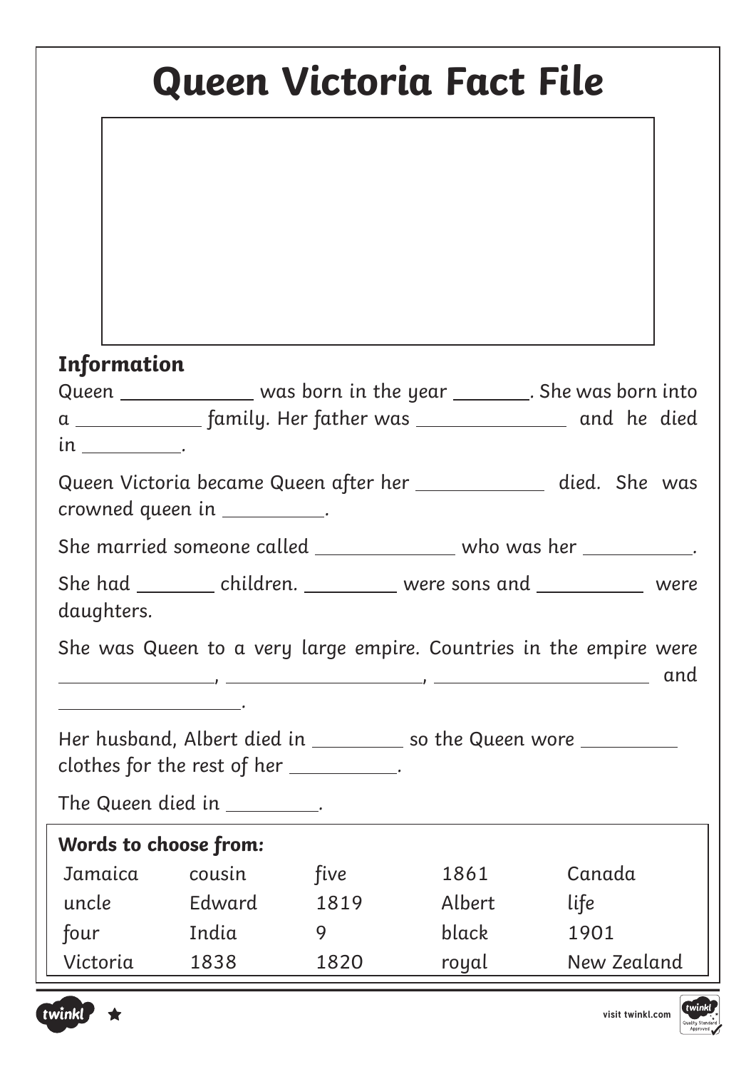# Queen Victoria Fact File

## Information

Queen ____________ was born in the year _______. She was born into a ____________ family. Her father was ______________ and he died in _________.

Queen Victoria became Queen after her ____________ died. She was crowned queen in _________.

She married someone called _____________ who was her __________.

She had _______ children. _________ were sons and __________ were daughters.

She was Queen to a very large empire. Countries in the empire were ______________, __________________, ____________________ and __________________.

Her husband, Albert died in _________ so the Queen wore _________ clothes for the rest of her __________.

The Queen died in _________.

**Words to choose from:**

| | | | | |
|---|---|---|---|---|
| Jamaica | cousin | five | 1861 | Canada |
| uncle | Edward | 1819 | Albert | life |
| four | India | 9 | black | 1901 |
| Victoria | 1838 | 1820 | royal | New Zealand |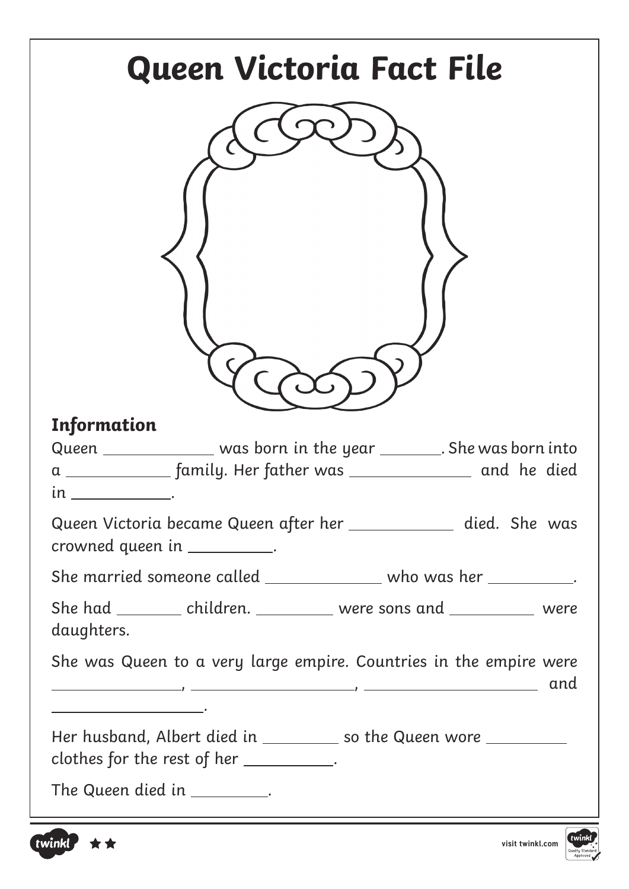# Queen Victoria Fact File

## Information

Queen ____________ was born in the year _______. She was born into a ___________ family. Her father was _____________ and he died in ___________.

Queen Victoria became Queen after her ____________ died. She was crowned queen in _________.

She married someone called _____________ who was her _________.

She had _______ children. ________ were sons and _________ were daughters.

She was Queen to a very large empire. Countries in the empire were ______________, _________________, __________________ and _________________.

Her husband, Albert died in ________ so the Queen wore _________ clothes for the rest of her _________.

The Queen died in ________.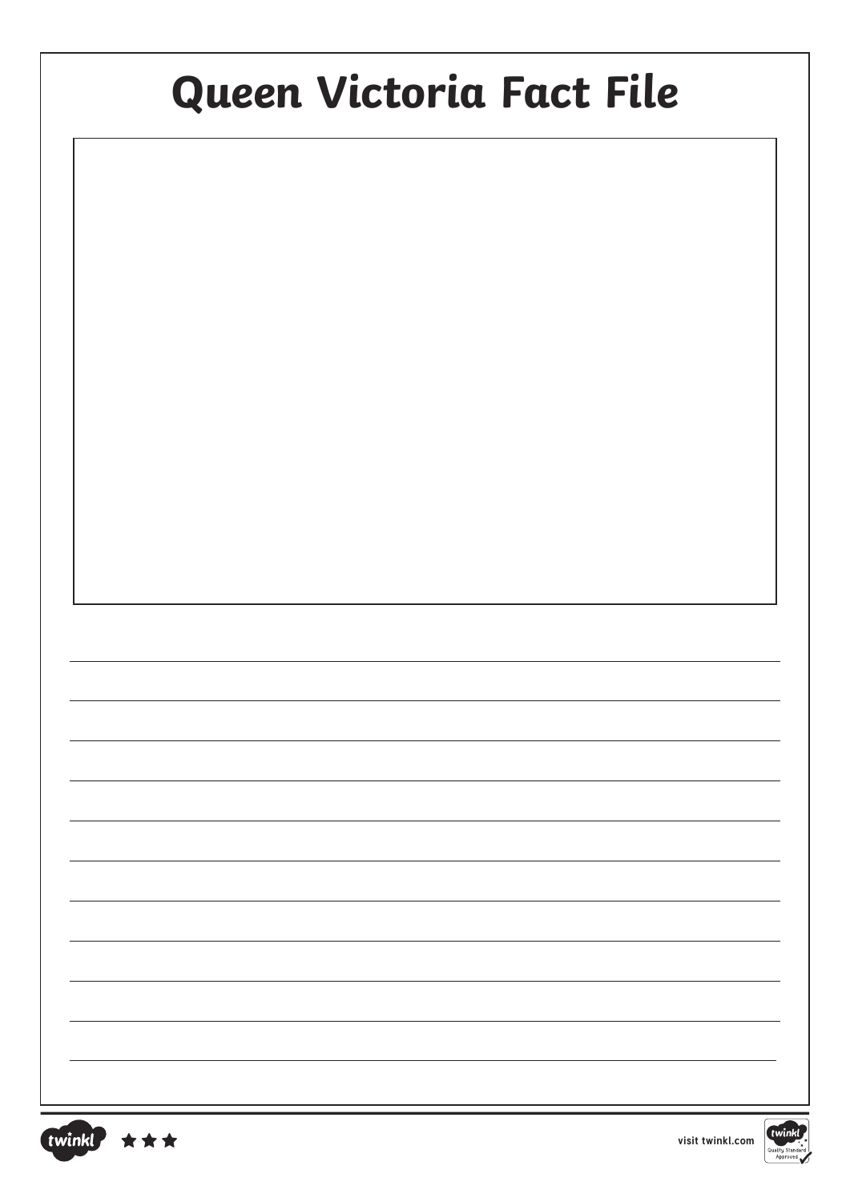# Queen Victoria Fact File